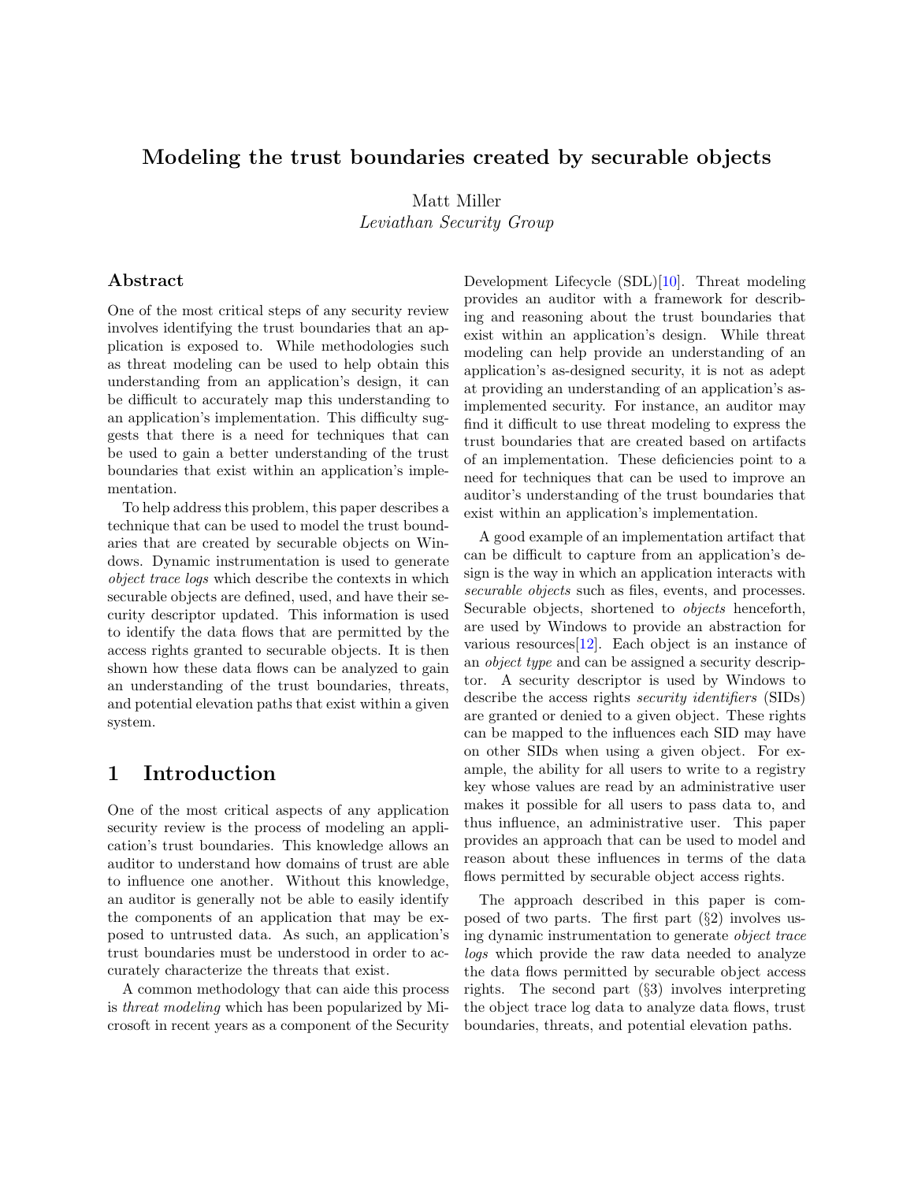# Modeling the trust boundaries created by securable objects

Matt Miller
*Leviathan Security Group*

## Abstract

One of the most critical steps of any security review involves identifying the trust boundaries that an application is exposed to. While methodologies such as threat modeling can be used to help obtain this understanding from an application's design, it can be difficult to accurately map this understanding to an application's implementation. This difficulty suggests that there is a need for techniques that can be used to gain a better understanding of the trust boundaries that exist within an application's implementation.

To help address this problem, this paper describes a technique that can be used to model the trust boundaries that are created by securable objects on Windows. Dynamic instrumentation is used to generate *object trace logs* which describe the contexts in which securable objects are defined, used, and have their security descriptor updated. This information is used to identify the data flows that are permitted by the access rights granted to securable objects. It is then shown how these data flows can be analyzed to gain an understanding of the trust boundaries, threats, and potential elevation paths that exist within a given system.

## 1 Introduction

One of the most critical aspects of any application security review is the process of modeling an application's trust boundaries. This knowledge allows an auditor to understand how domains of trust are able to influence one another. Without this knowledge, an auditor is generally not be able to easily identify the components of an application that may be exposed to untrusted data. As such, an application's trust boundaries must be understood in order to accurately characterize the threats that exist.

A common methodology that can aide this process is *threat modeling* which has been popularized by Microsoft in recent years as a component of the Security Development Lifecycle (SDL)[10]. Threat modeling provides an auditor with a framework for describing and reasoning about the trust boundaries that exist within an application's design. While threat modeling can help provide an understanding of an application's as-designed security, it is not as adept at providing an understanding of an application's as-implemented security. For instance, an auditor may find it difficult to use threat modeling to express the trust boundaries that are created based on artifacts of an implementation. These deficiencies point to a need for techniques that can be used to improve an auditor's understanding of the trust boundaries that exist within an application's implementation.

A good example of an implementation artifact that can be difficult to capture from an application's design is the way in which an application interacts with *securable objects* such as files, events, and processes. Securable objects, shortened to *objects* henceforth, are used by Windows to provide an abstraction for various resources[12]. Each object is an instance of an *object type* and can be assigned a security descriptor. A security descriptor is used by Windows to describe the access rights *security identifiers* (SIDs) are granted or denied to a given object. These rights can be mapped to the influences each SID may have on other SIDs when using a given object. For example, the ability for all users to write to a registry key whose values are read by an administrative user makes it possible for all users to pass data to, and thus influence, an administrative user. This paper provides an approach that can be used to model and reason about these influences in terms of the data flows permitted by securable object access rights.

The approach described in this paper is composed of two parts. The first part (§2) involves using dynamic instrumentation to generate *object trace logs* which provide the raw data needed to analyze the data flows permitted by securable object access rights. The second part (§3) involves interpreting the object trace log data to analyze data flows, trust boundaries, threats, and potential elevation paths.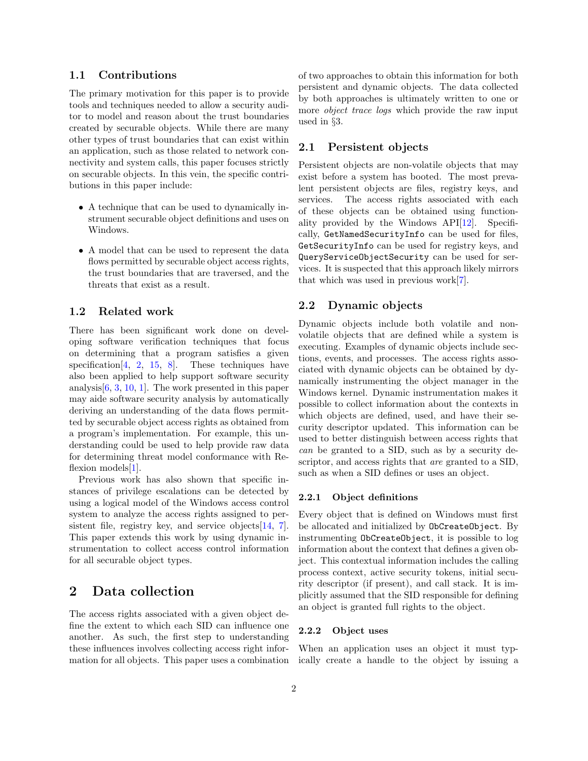## 1.1 Contributions

The primary motivation for this paper is to provide tools and techniques needed to allow a security auditor to model and reason about the trust boundaries created by securable objects. While there are many other types of trust boundaries that can exist within an application, such as those related to network connectivity and system calls, this paper focuses strictly on securable objects. In this vein, the specific contributions in this paper include:

- A technique that can be used to dynamically instrument securable object definitions and uses on Windows.
- A model that can be used to represent the data flows permitted by securable object access rights, the trust boundaries that are traversed, and the threats that exist as a result.

## 1.2 Related work

There has been significant work done on developing software verification techniques that focus on determining that a program satisfies a given specification[4, 2, 15, 8]. These techniques have also been applied to help support software security analysis[6, 3, 10, 1]. The work presented in this paper may aide software security analysis by automatically deriving an understanding of the data flows permitted by securable object access rights as obtained from a program's implementation. For example, this understanding could be used to help provide raw data for determining threat model conformance with Reflexion models[1].

Previous work has also shown that specific instances of privilege escalations can be detected by using a logical model of the Windows access control system to analyze the access rights assigned to persistent file, registry key, and service objects[14, 7]. This paper extends this work by using dynamic instrumentation to collect access control information for all securable object types.

# 2 Data collection

The access rights associated with a given object define the extent to which each SID can influence one another. As such, the first step to understanding these influences involves collecting access right information for all objects. This paper uses a combination of two approaches to obtain this information for both persistent and dynamic objects. The data collected by both approaches is ultimately written to one or more *object trace logs* which provide the raw input used in §3.

## 2.1 Persistent objects

Persistent objects are non-volatile objects that may exist before a system has booted. The most prevalent persistent objects are files, registry keys, and services. The access rights associated with each of these objects can be obtained using functionality provided by the Windows API[12]. Specifically, `GetNamedSecurityInfo` can be used for files, `GetSecurityInfo` can be used for registry keys, and `QueryServiceObjectSecurity` can be used for services. It is suspected that this approach likely mirrors that which was used in previous work[7].

## 2.2 Dynamic objects

Dynamic objects include both volatile and non-volatile objects that are defined while a system is executing. Examples of dynamic objects include sections, events, and processes. The access rights associated with dynamic objects can be obtained by dynamically instrumenting the object manager in the Windows kernel. Dynamic instrumentation makes it possible to collect information about the contexts in which objects are defined, used, and have their security descriptor updated. This information can be used to better distinguish between access rights that *can* be granted to a SID, such as by a security descriptor, and access rights that *are* granted to a SID, such as when a SID defines or uses an object.

### 2.2.1 Object definitions

Every object that is defined on Windows must first be allocated and initialized by `ObCreateObject`. By instrumenting `ObCreateObject`, it is possible to log information about the context that defines a given object. This contextual information includes the calling process context, active security tokens, initial security descriptor (if present), and call stack. It is implicitly assumed that the SID responsible for defining an object is granted full rights to the object.

### 2.2.2 Object uses

When an application uses an object it must typically create a handle to the object by issuing a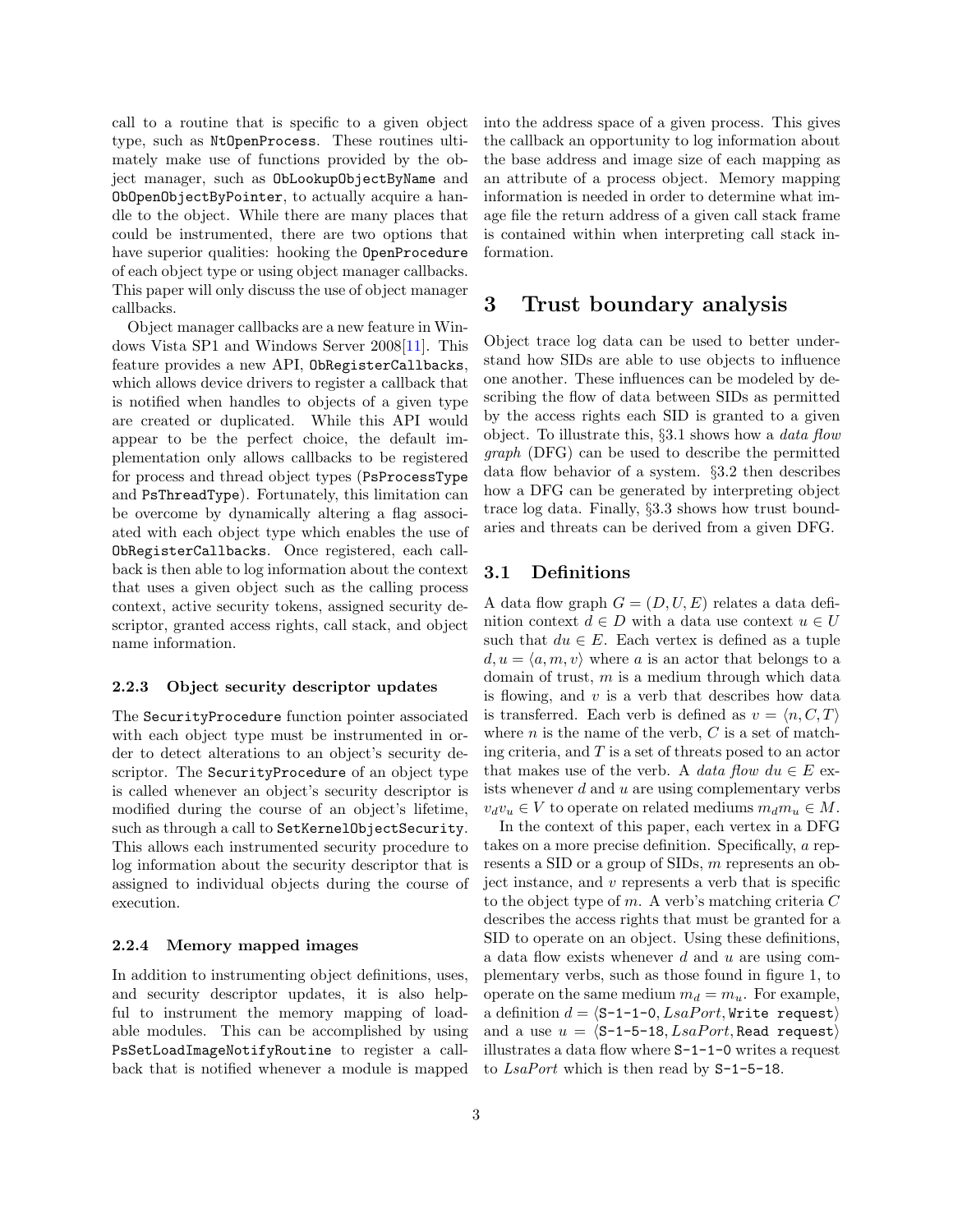call to a routine that is specific to a given object type, such as `NtOpenProcess`. These routines ultimately make use of functions provided by the object manager, such as `ObLookupObjectByName` and `ObOpenObjectByPointer`, to actually acquire a handle to the object. While there are many places that could be instrumented, there are two options that have superior qualities: hooking the `OpenProcedure` of each object type or using object manager callbacks. This paper will only discuss the use of object manager callbacks.

Object manager callbacks are a new feature in Windows Vista SP1 and Windows Server 2008[11]. This feature provides a new API, `ObRegisterCallbacks`, which allows device drivers to register a callback that is notified when handles to objects of a given type are created or duplicated. While this API would appear to be the perfect choice, the default implementation only allows callbacks to be registered for process and thread object types (`PsProcessType` and `PsThreadType`). Fortunately, this limitation can be overcome by dynamically altering a flag associated with each object type which enables the use of `ObRegisterCallbacks`. Once registered, each callback is then able to log information about the context that uses a given object such as the calling process context, active security tokens, assigned security descriptor, granted access rights, call stack, and object name information.

#### 2.2.3 Object security descriptor updates

The `SecurityProcedure` function pointer associated with each object type must be instrumented in order to detect alterations to an object's security descriptor. The `SecurityProcedure` of an object type is called whenever an object's security descriptor is modified during the course of an object's lifetime, such as through a call to `SetKernelObjectSecurity`. This allows each instrumented security procedure to log information about the security descriptor that is assigned to individual objects during the course of execution.

#### 2.2.4 Memory mapped images

In addition to instrumenting object definitions, uses, and security descriptor updates, it is also helpful to instrument the memory mapping of loadable modules. This can be accomplished by using `PsSetLoadImageNotifyRoutine` to register a callback that is notified whenever a module is mapped into the address space of a given process. This gives the callback an opportunity to log information about the base address and image size of each mapping as an attribute of a process object. Memory mapping information is needed in order to determine what image file the return address of a given call stack frame is contained within when interpreting call stack information.

## 3 Trust boundary analysis

Object trace log data can be used to better understand how SIDs are able to use objects to influence one another. These influences can be modeled by describing the flow of data between SIDs as permitted by the access rights each SID is granted to a given object. To illustrate this, §3.1 shows how a *data flow graph* (DFG) can be used to describe the permitted data flow behavior of a system. §3.2 then describes how a DFG can be generated by interpreting object trace log data. Finally, §3.3 shows how trust boundaries and threats can be derived from a given DFG.

### 3.1 Definitions

A data flow graph $G = (D, U, E)$ relates a data definition context $d \in D$ with a data use context $u \in U$ such that $du \in E$. Each vertex is defined as a tuple $d, u = \langle a, m, v \rangle$ where $a$ is an actor that belongs to a domain of trust, $m$ is a medium through which data is flowing, and $v$ is a verb that describes how data is transferred. Each verb is defined as $v = \langle n, C, T \rangle$ where $n$ is the name of the verb, $C$ is a set of matching criteria, and $T$ is a set of threats posed to an actor that makes use of the verb. A *data flow* $du \in E$ exists whenever $d$ and $u$ are using complementary verbs $v_d v_u \in V$ to operate on related mediums $m_d m_u \in M$.

In the context of this paper, each vertex in a DFG takes on a more precise definition. Specifically, $a$ represents a SID or a group of SIDs, $m$ represents an object instance, and $v$ represents a verb that is specific to the object type of $m$. A verb's matching criteria $C$ describes the access rights that must be granted for a SID to operate on an object. Using these definitions, a data flow exists whenever $d$ and $u$ are using complementary verbs, such as those found in figure 1, to operate on the same medium $m_d = m_u$. For example, a definition $d = \langle \texttt{S-1-1-0}, LsaPort, \texttt{Write request} \rangle$ and a use $u = \langle \texttt{S-1-5-18}, LsaPort, \texttt{Read request} \rangle$ illustrates a data flow where `S-1-1-0` writes a request to *LsaPort* which is then read by `S-1-5-18`.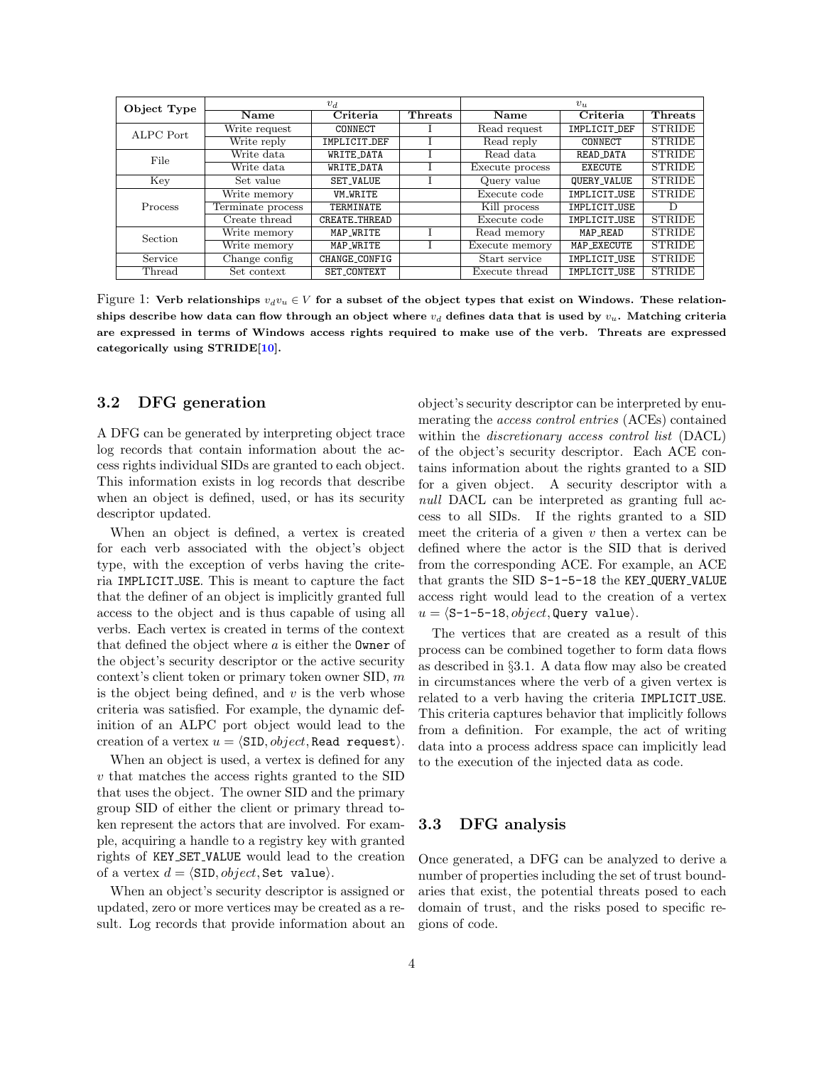| Object Type | $v_d$ | | | $v_u$ | | |
|---|---|---|---|---|---|---|
| | **Name** | **Criteria** | **Threats** | **Name** | **Criteria** | **Threats** |
| ALPC Port | Write request | `CONNECT` | I | Read request | `IMPLICIT_DEF` | STRIDE |
| | Write reply | `IMPLICIT_DEF` | I | Read reply | `CONNECT` | STRIDE |
| File | Write data | `WRITE_DATA` | I | Read data | `READ_DATA` | STRIDE |
| | Write data | `WRITE_DATA` | I | Execute process | `EXECUTE` | STRIDE |
| Key | Set value | `SET_VALUE` | I | Query value | `QUERY_VALUE` | STRIDE |
| Process | Write memory | `VM_WRITE` | | Execute code | `IMPLICIT_USE` | STRIDE |
| | Terminate process | `TERMINATE` | | Kill process | `IMPLICIT_USE` | D |
| | Create thread | `CREATE_THREAD` | | Execute code | `IMPLICIT_USE` | STRIDE |
| Section | Write memory | `MAP_WRITE` | I | Read memory | `MAP_READ` | STRIDE |
| | Write memory | `MAP_WRITE` | I | Execute memory | `MAP_EXECUTE` | STRIDE |
| Service | Change config | `CHANGE_CONFIG` | | Start service | `IMPLICIT_USE` | STRIDE |
| Thread | Set context | `SET_CONTEXT` | | Execute thread | `IMPLICIT_USE` | STRIDE |

Figure 1: **Verb relationships $v_d v_u \in V$ for a subset of the object types that exist on Windows. These relationships describe how data can flow through an object where $v_d$ defines data that is used by $v_u$. Matching criteria are expressed in terms of Windows access rights required to make use of the verb. Threats are expressed categorically using STRIDE[10].**

## 3.2 DFG generation

A DFG can be generated by interpreting object trace log records that contain information about the access rights individual SIDs are granted to each object. This information exists in log records that describe when an object is defined, used, or has its security descriptor updated.

When an object is defined, a vertex is created for each verb associated with the object's object type, with the exception of verbs having the criteria `IMPLICIT_USE`. This is meant to capture the fact that the definer of an object is implicitly granted full access to the object and is thus capable of using all verbs. Each vertex is created in terms of the context that defined the object where $a$ is either the `Owner` of the object's security descriptor or the active security context's client token or primary token owner SID, $m$ is the object being defined, and $v$ is the verb whose criteria was satisfied. For example, the dynamic definition of an ALPC port object would lead to the creation of a vertex $u = \langle \texttt{SID}, object, \texttt{Read request} \rangle$.

When an object is used, a vertex is defined for any $v$ that matches the access rights granted to the SID that uses the object. The owner SID and the primary group SID of either the client or primary thread token represent the actors that are involved. For example, acquiring a handle to a registry key with granted rights of `KEY_SET_VALUE` would lead to the creation of a vertex $d = \langle \texttt{SID}, object, \texttt{Set value} \rangle$.

When an object's security descriptor is assigned or updated, zero or more vertices may be created as a result. Log records that provide information about an object's security descriptor can be interpreted by enumerating the *access control entries* (ACEs) contained within the *discretionary access control list* (DACL) of the object's security descriptor. Each ACE contains information about the rights granted to a SID for a given object. A security descriptor with a *null* DACL can be interpreted as granting full access to all SIDs. If the rights granted to a SID meet the criteria of a given $v$ then a vertex can be defined where the actor is the SID that is derived from the corresponding ACE. For example, an ACE that grants the SID `S-1-5-18` the `KEY_QUERY_VALUE` access right would lead to the creation of a vertex $u = \langle \texttt{S-1-5-18}, object, \texttt{Query value} \rangle$.

The vertices that are created as a result of this process can be combined together to form data flows as described in §3.1. A data flow may also be created in circumstances where the verb of a given vertex is related to a verb having the criteria `IMPLICIT_USE`. This criteria captures behavior that implicitly follows from a definition. For example, the act of writing data into a process address space can implicitly lead to the execution of the injected data as code.

## 3.3 DFG analysis

Once generated, a DFG can be analyzed to derive a number of properties including the set of trust boundaries that exist, the potential threats posed to each domain of trust, and the risks posed to specific regions of code.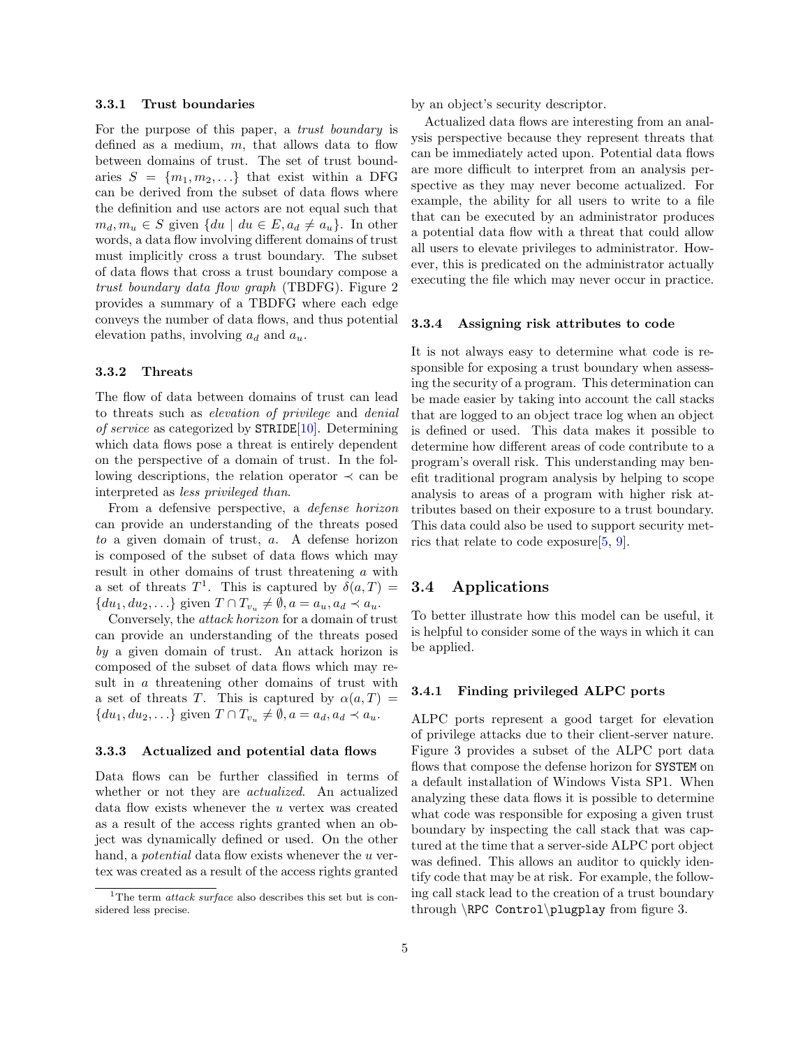### 3.3.1 Trust boundaries

For the purpose of this paper, a *trust boundary* is defined as a medium, $m$, that allows data to flow between domains of trust. The set of trust boundaries $S = \{m_1, m_2, \ldots\}$ that exist within a DFG can be derived from the subset of data flows where the definition and use actors are not equal such that $m_d, m_u \in S$ given $\{du \mid du \in E, a_d \neq a_u\}$. In other words, a data flow involving different domains of trust must implicitly cross a trust boundary. The subset of data flows that cross a trust boundary compose a *trust boundary data flow graph* (TBDFG). Figure 2 provides a summary of a TBDFG where each edge conveys the number of data flows, and thus potential elevation paths, involving $a_d$ and $a_u$.

### 3.3.2 Threats

The flow of data between domains of trust can lead to threats such as *elevation of privilege* and *denial of service* as categorized by `STRIDE`[10]. Determining which data flows pose a threat is entirely dependent on the perspective of a domain of trust. In the following descriptions, the relation operator $\prec$ can be interpreted as *less privileged than*.

From a defensive perspective, a *defense horizon* can provide an understanding of the threats posed *to* a given domain of trust, $a$. A defense horizon is composed of the subset of data flows which may result in other domains of trust threatening $a$ with a set of threats $T$[1]. This is captured by $\delta(a, T) = \{du_1, du_2, \ldots\}$ given $T \cap T_{v_u} \neq \emptyset, a = a_u, a_d \prec a_u$.

Conversely, the *attack horizon* for a domain of trust can provide an understanding of the threats posed *by* a given domain of trust. An attack horizon is composed of the subset of data flows which may result in $a$ threatening other domains of trust with a set of threats $T$. This is captured by $\alpha(a, T) = \{du_1, du_2, \ldots\}$ given $T \cap T_{v_u} \neq \emptyset, a = a_d, a_d \prec a_u$.

### 3.3.3 Actualized and potential data flows

Data flows can be further classified in terms of whether or not they are *actualized*. An actualized data flow exists whenever the $u$ vertex was created as a result of the access rights granted when an object was dynamically defined or used. On the other hand, a *potential* data flow exists whenever the $u$ vertex was created as a result of the access rights granted by an object's security descriptor.

Actualized data flows are interesting from an analysis perspective because they represent threats that can be immediately acted upon. Potential data flows are more difficult to interpret from an analysis perspective as they may never become actualized. For example, the ability for all users to write to a file that can be executed by an administrator produces a potential data flow with a threat that could allow all users to elevate privileges to administrator. However, this is predicated on the administrator actually executing the file which may never occur in practice.

### 3.3.4 Assigning risk attributes to code

It is not always easy to determine what code is responsible for exposing a trust boundary when assessing the security of a program. This determination can be made easier by taking into account the call stacks that are logged to an object trace log when an object is defined or used. This data makes it possible to determine how different areas of code contribute to a program's overall risk. This understanding may benefit traditional program analysis by helping to scope analysis to areas of a program with higher risk attributes based on their exposure to a trust boundary. This data could also be used to support security metrics that relate to code exposure[5, 9].

## 3.4 Applications

To better illustrate how this model can be useful, it is helpful to consider some of the ways in which it can be applied.

### 3.4.1 Finding privileged ALPC ports

ALPC ports represent a good target for elevation of privilege attacks due to their client-server nature. Figure 3 provides a subset of the ALPC port data flows that compose the defense horizon for `SYSTEM` on a default installation of Windows Vista SP1. When analyzing these data flows it is possible to determine what code was responsible for exposing a given trust boundary by inspecting the call stack that was captured at the time that a server-side ALPC port object was defined. This allows an auditor to quickly identify code that may be at risk. For example, the following call stack lead to the creation of a trust boundary through `\RPC Control\plugplay` from figure 3.

[1] The term *attack surface* also describes this set but is considered less precise.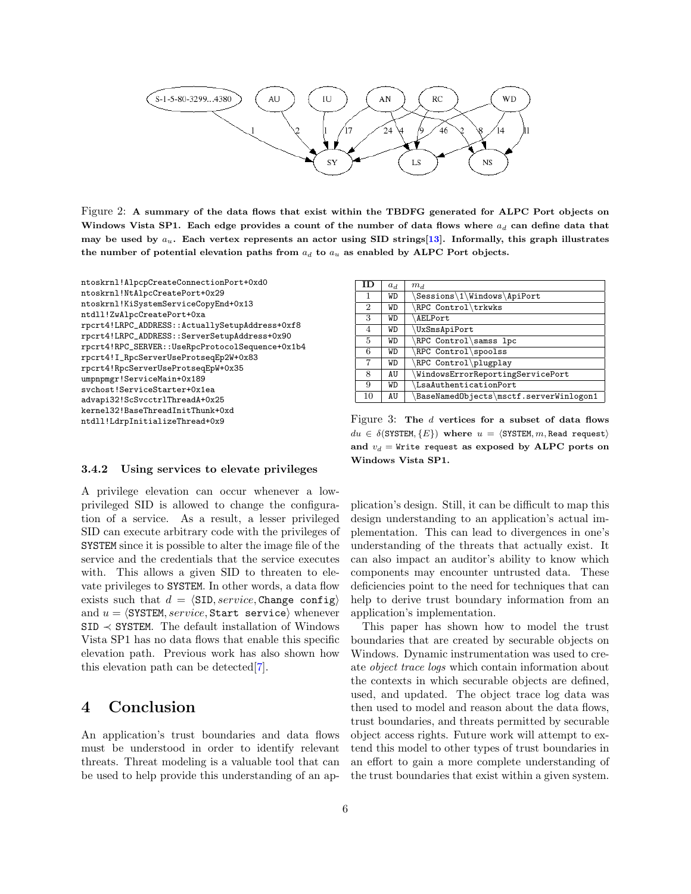Figure 2: **A summary of the data flows that exist within the TBDFG generated for ALPC Port objects on Windows Vista SP1. Each edge provides a count of the number of data flows where $a_d$ can define data that may be used by $a_u$. Each vertex represents an actor using SID strings[13]. Informally, this graph illustrates the number of potential elevation paths from $a_d$ to $a_u$ as enabled by ALPC Port objects.**

```
ntoskrnl!AlpcpCreateConnectionPort+0xd0
ntoskrnl!NtAlpcCreatePort+0x29
ntoskrnl!KiSystemServiceCopyEnd+0x13
ntdll!ZwAlpcCreatePort+0xa
rpcrt4!LRPC_ADDRESS::ActuallySetupAddress+0xf8
rpcrt4!LRPC_ADDRESS::ServerSetupAddress+0x90
rpcrt4!RPC_SERVER::UseRpcProtocolSequence+0x1b4
rpcrt4!I_RpcServerUseProtseqEp2W+0x83
rpcrt4!RpcServerUseProtseqEpW+0x35
umpnpmgr!ServiceMain+0x189
svchost!ServiceStarter+0x1ea
advapi32!ScSvcctrlThreadA+0x25
kernel32!BaseThreadInitThunk+0xd
ntdll!LdrpInitializeThread+0x9
```

| ID | $a_d$ | $m_d$ |
|---|---|---|
| 1 | WD | \Sessions\1\Windows\ApiPort |
| 2 | WD | \RPC Control\trkwks |
| 3 | WD | \AELPort |
| 4 | WD | \UxSmsApiPort |
| 5 | WD | \RPC Control\samss lpc |
| 6 | WD | \RPC Control\spoolss |
| 7 | WD | \RPC Control\plugplay |
| 8 | AU | \WindowsErrorReportingServicePort |
| 9 | WD | \LsaAuthenticationPort |
| 10 | AU | \BaseNamedObjects\msctf.serverWinlogon1 |

Figure 3: **The $d$ vertices for a subset of data flows $du \in \delta(\texttt{SYSTEM}, \{E\})$ where $u = \langle \texttt{SYSTEM}, m, \texttt{Read request} \rangle$ and $v_d = \texttt{Write request}$ as exposed by ALPC ports on Windows Vista SP1.**

### 3.4.2 Using services to elevate privileges

A privilege elevation can occur whenever a low-privileged SID is allowed to change the configuration of a service. As a result, a lesser privileged SID can execute arbitrary code with the privileges of SYSTEM since it is possible to alter the image file of the service and the credentials that the service executes with. This allows a given SID to threaten to elevate privileges to SYSTEM. In other words, a data flow exists such that $d = \langle \texttt{SID}, service, \texttt{Change config} \rangle$ and $u = \langle \texttt{SYSTEM}, service, \texttt{Start service} \rangle$ whenever $\texttt{SID} \prec \texttt{SYSTEM}$. The default installation of Windows Vista SP1 has no data flows that enable this specific elevation path. Previous work has also shown how this elevation path can be detected[7].

# 4 Conclusion

An application's trust boundaries and data flows must be understood in order to identify relevant threats. Threat modeling is a valuable tool that can be used to help provide this understanding of an application's design. Still, it can be difficult to map this design understanding to an application's actual implementation. This can lead to divergences in one's understanding of the threats that actually exist. It can also impact an auditor's ability to know which components may encounter untrusted data. These deficiencies point to the need for techniques that can help to derive trust boundary information from an application's implementation.

This paper has shown how to model the trust boundaries that are created by securable objects on Windows. Dynamic instrumentation was used to create *object trace logs* which contain information about the contexts in which securable objects are defined, used, and updated. The object trace log data was then used to model and reason about the data flows, trust boundaries, and threats permitted by securable object access rights. Future work will attempt to extend this model to other types of trust boundaries in an effort to gain a more complete understanding of the trust boundaries that exist within a given system.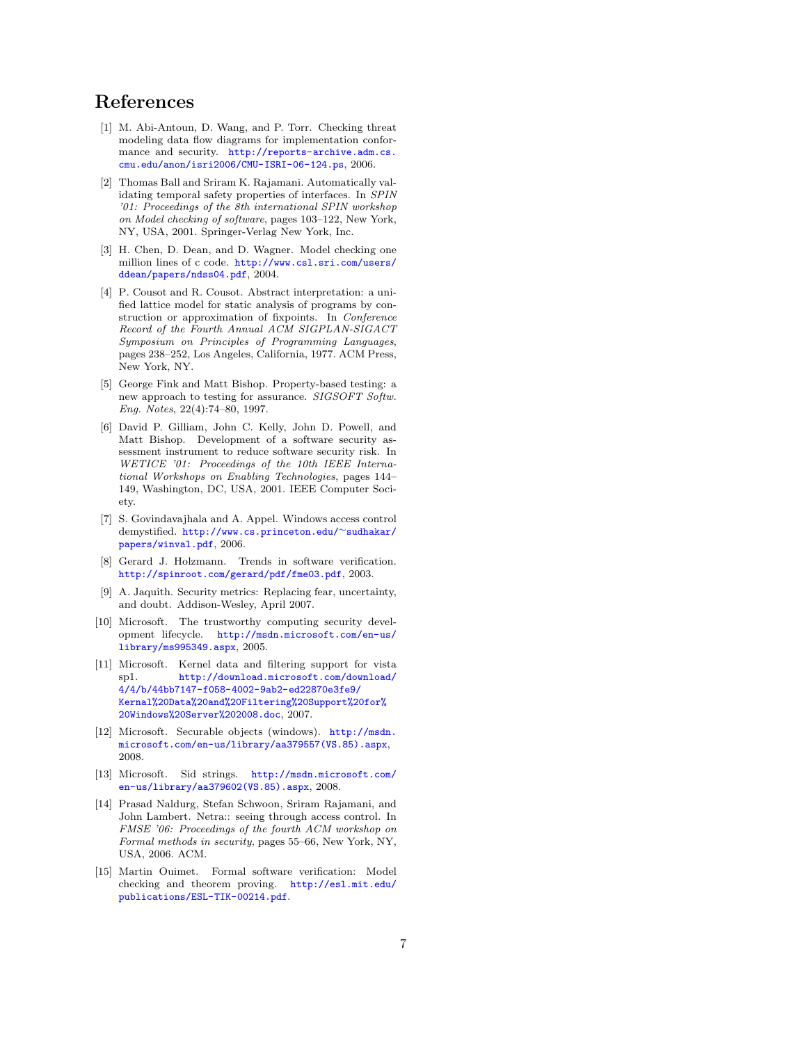# References

[1] M. Abi-Antoun, D. Wang, and P. Torr. Checking threat modeling data flow diagrams for implementation conformance and security. http://reports-archive.adm.cs.cmu.edu/anon/isri2006/CMU-ISRI-06-124.ps, 2006.

[2] Thomas Ball and Sriram K. Rajamani. Automatically validating temporal safety properties of interfaces. In *SPIN '01: Proceedings of the 8th international SPIN workshop on Model checking of software*, pages 103–122, New York, NY, USA, 2001. Springer-Verlag New York, Inc.

[3] H. Chen, D. Dean, and D. Wagner. Model checking one million lines of c code. http://www.csl.sri.com/users/ddean/papers/ndss04.pdf, 2004.

[4] P. Cousot and R. Cousot. Abstract interpretation: a unified lattice model for static analysis of programs by construction or approximation of fixpoints. In *Conference Record of the Fourth Annual ACM SIGPLAN-SIGACT Symposium on Principles of Programming Languages*, pages 238–252, Los Angeles, California, 1977. ACM Press, New York, NY.

[5] George Fink and Matt Bishop. Property-based testing: a new approach to testing for assurance. *SIGSOFT Softw. Eng. Notes*, 22(4):74–80, 1997.

[6] David P. Gilliam, John C. Kelly, John D. Powell, and Matt Bishop. Development of a software security assessment instrument to reduce software security risk. In *WETICE '01: Proceedings of the 10th IEEE International Workshops on Enabling Technologies*, pages 144–149, Washington, DC, USA, 2001. IEEE Computer Society.

[7] S. Govindavajhala and A. Appel. Windows access control demystified. http://www.cs.princeton.edu/~sudhakar/papers/winval.pdf, 2006.

[8] Gerard J. Holzmann. Trends in software verification. http://spinroot.com/gerard/pdf/fme03.pdf, 2003.

[9] A. Jaquith. Security metrics: Replacing fear, uncertainty, and doubt. Addison-Wesley, April 2007.

[10] Microsoft. The trustworthy computing security development lifecycle. http://msdn.microsoft.com/en-us/library/ms995349.aspx, 2005.

[11] Microsoft. Kernel data and filtering support for vista sp1. http://download.microsoft.com/download/4/4/b/44bb7147-f058-4002-9ab2-ed22870e3fe9/Kernal%20Data%20and%20Filtering%20Support%20for%20Windows%20Server%202008.doc, 2007.

[12] Microsoft. Securable objects (windows). http://msdn.microsoft.com/en-us/library/aa379557(VS.85).aspx, 2008.

[13] Microsoft. Sid strings. http://msdn.microsoft.com/en-us/library/aa379602(VS.85).aspx, 2008.

[14] Prasad Naldurg, Stefan Schwoon, Sriram Rajamani, and John Lambert. Netra:: seeing through access control. In *FMSE '06: Proceedings of the fourth ACM workshop on Formal methods in security*, pages 55–66, New York, NY, USA, 2006. ACM.

[15] Martin Ouimet. Formal software verification: Model checking and theorem proving. http://esl.mit.edu/publications/ESL-TIK-00214.pdf.